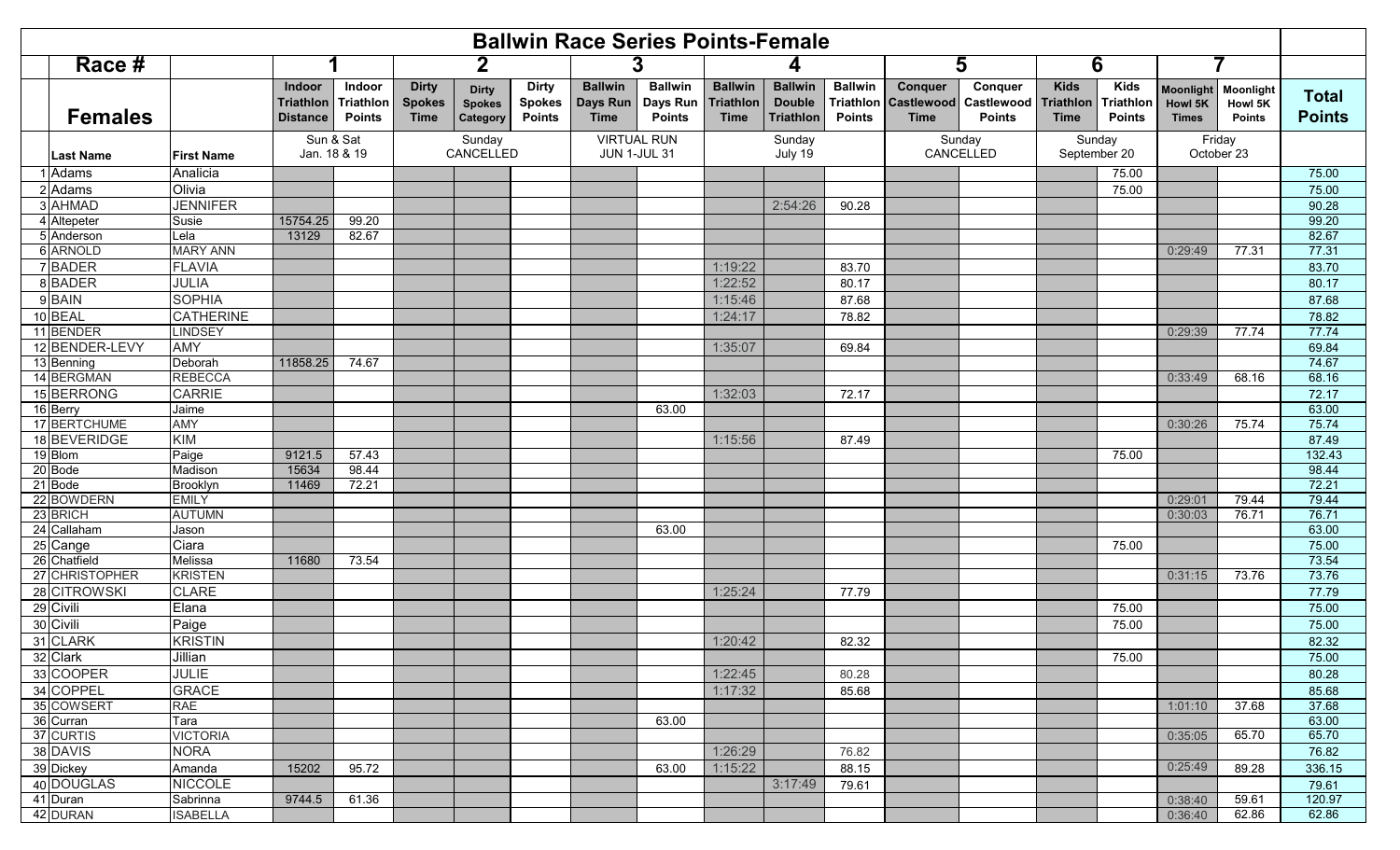# Ballwin Race Series Points-Female

| Race # | | | 1 | | 2 | | | 3 | | 4 | | | 5 | | 6 | | 7 | | |
|---|---|---|---|---|---|---|---|---|---|---|---|---|---|---|---|---|---|---|---|
| **Females** | | | Indoor Triathlon Distance | Indoor Triathlon Points | Dirty Spokes Time | Dirty Spokes Category | Dirty Spokes Points | Ballwin Days Run Time | Ballwin Days Run Points | Ballwin Triathlon Time | Ballwin Double Triathlon | Ballwin Triathlon Points | Conquer Castlewood Time | Conquer Castlewood Points | Kids Triathlon Time | Kids Triathlon Points | Moonlight Howl 5K Times | Moonlight Howl 5K Points | **Total Points** |
| | **Last Name** | **First Name** | Sun & Sat Jan. 18 & 19 | | Sunday CANCELLED | | | VIRTUAL RUN JUN 1-JUL 31 | | Sunday July 19 | | | Sunday CANCELLED | | Sunday September 20 | | Friday October 23 | | |
| 1 | Adams | Analicia | | | | | | | | | | | | | | 75.00 | | | 75.00 |
| 2 | Adams | Olivia | | | | | | | | | | | | | | 75.00 | | | 75.00 |
| 3 | AHMAD | JENNIFER | | | | | | | | | 2:54:26 | 90.28 | | | | | | | 90.28 |
| 4 | Altepeter | Susie | 15754.25 | 99.20 | | | | | | | | | | | | | | | 99.20 |
| 5 | Anderson | Lela | 13129 | 82.67 | | | | | | | | | | | | | | | 82.67 |
| 6 | ARNOLD | MARY ANN | | | | | | | | | | | | | | | 0:29:49 | 77.31 | 77.31 |
| 7 | BADER | FLAVIA | | | | | | | | 1:19:22 | | 83.70 | | | | | | | 83.70 |
| 8 | BADER | JULIA | | | | | | | | 1:22:52 | | 80.17 | | | | | | | 80.17 |
| 9 | BAIN | SOPHIA | | | | | | | | 1:15:46 | | 87.68 | | | | | | | 87.68 |
| 10 | BEAL | CATHERINE | | | | | | | | 1:24:17 | | 78.82 | | | | | | | 78.82 |
| 11 | BENDER | LINDSEY | | | | | | | | | | | | | | | 0:29:39 | 77.74 | 77.74 |
| 12 | BENDER-LEVY | AMY | | | | | | | | 1:35:07 | | 69.84 | | | | | | | 69.84 |
| 13 | Benning | Deborah | 11858.25 | 74.67 | | | | | | | | | | | | | | | 74.67 |
| 14 | BERGMAN | REBECCA | | | | | | | | | | | | | | | 0:33:49 | 68.16 | 68.16 |
| 15 | BERRONG | CARRIE | | | | | | | | 1:32:03 | | 72.17 | | | | | | | 72.17 |
| 16 | Berry | Jaime | | | | | | | 63.00 | | | | | | | | | | 63.00 |
| 17 | BERTCHUME | AMY | | | | | | | | | | | | | | | 0:30:26 | 75.74 | 75.74 |
| 18 | BEVERIDGE | KIM | | | | | | | | 1:15:56 | | 87.49 | | | | | | | 87.49 |
| 19 | Blom | Paige | 9121.5 | 57.43 | | | | | | | | | | | | 75.00 | | | 132.43 |
| 20 | Bode | Madison | 15634 | 98.44 | | | | | | | | | | | | | | | 98.44 |
| 21 | Bode | Brooklyn | 11469 | 72.21 | | | | | | | | | | | | | | | 72.21 |
| 22 | BOWDERN | EMILY | | | | | | | | | | | | | | | 0:29:01 | 79.44 | 79.44 |
| 23 | BRICH | AUTUMN | | | | | | | | | | | | | | | 0:30:03 | 76.71 | 76.71 |
| 24 | Callaham | Jason | | | | | | | 63.00 | | | | | | | | | | 63.00 |
| 25 | Cange | Ciara | | | | | | | | | | | | | | 75.00 | | | 75.00 |
| 26 | Chatfield | Melissa | 11680 | 73.54 | | | | | | | | | | | | | | | 73.54 |
| 27 | CHRISTOPHER | KRISTEN | | | | | | | | | | | | | | | 0:31:15 | 73.76 | 73.76 |
| 28 | CITROWSKI | CLARE | | | | | | | | 1:25:24 | | 77.79 | | | | | | | 77.79 |
| 29 | Civili | Elana | | | | | | | | | | | | | | 75.00 | | | 75.00 |
| 30 | Civili | Paige | | | | | | | | | | | | | | 75.00 | | | 75.00 |
| 31 | CLARK | KRISTIN | | | | | | | | 1:20:42 | | 82.32 | | | | | | | 82.32 |
| 32 | Clark | Jillian | | | | | | | | | | | | | | 75.00 | | | 75.00 |
| 33 | COOPER | JULIE | | | | | | | | 1:22:45 | | 80.28 | | | | | | | 80.28 |
| 34 | COPPEL | GRACE | | | | | | | | 1:17:32 | | 85.68 | | | | | | | 85.68 |
| 35 | COWSERT | RAE | | | | | | | | | | | | | | | 1:01:10 | 37.68 | 37.68 |
| 36 | Curran | Tara | | | | | | | 63.00 | | | | | | | | | | 63.00 |
| 37 | CURTIS | VICTORIA | | | | | | | | | | | | | | | 0:35:05 | 65.70 | 65.70 |
| 38 | DAVIS | NORA | | | | | | | | 1:26:29 | | 76.82 | | | | | | | 76.82 |
| 39 | Dickey | Amanda | 15202 | 95.72 | | | | | 63.00 | 1:15:22 | | 88.15 | | | | | 0:25:49 | 89.28 | 336.15 |
| 40 | DOUGLAS | NICCOLE | | | | | | | | | 3:17:49 | 79.61 | | | | | | | 79.61 |
| 41 | Duran | Sabrinna | 9744.5 | 61.36 | | | | | | | | | | | | | 0:38:40 | 59.61 | 120.97 |
| 42 | DURAN | ISABELLA | | | | | | | | | | | | | | | 0:36:40 | 62.86 | 62.86 |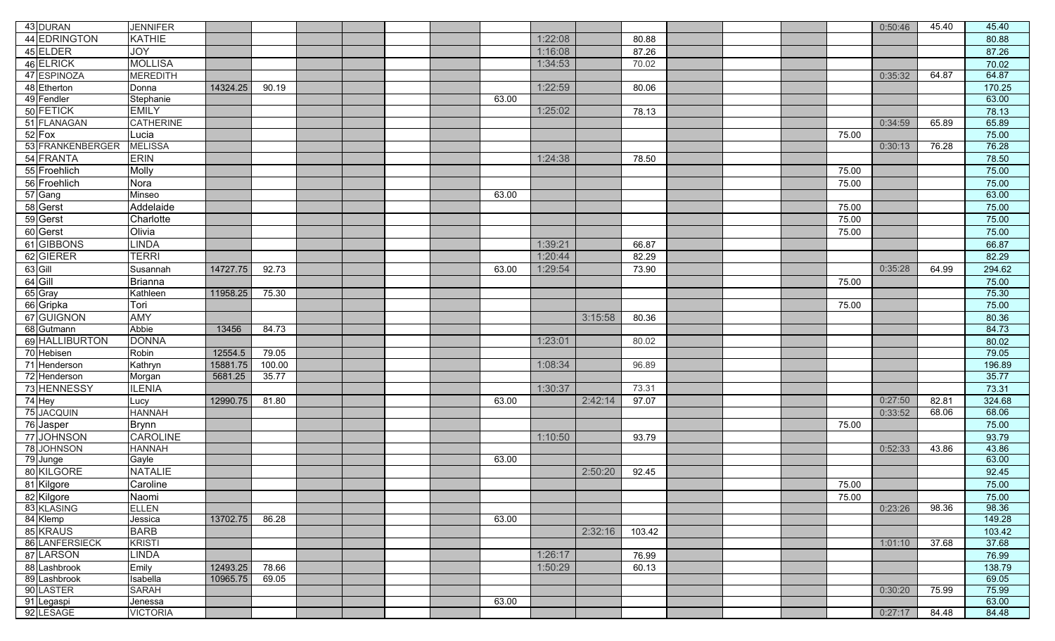| # | Last Name | First Name | | | | | | | | | | | | | | | | | Total |
|---|---|---|---|---|---|---|---|---|---|---|---|---|---|---|---|---|---|---|---|
| 43 | DURAN | JENNIFER | | | | | | | | | | | | | | | 0:50:46 | 45.40 | 45.40 |
| 44 | EDRINGTON | KATHIE | | | | | | | | 1:22:08 | | 80.88 | | | | | | | 80.88 |
| 45 | ELDER | JOY | | | | | | | | 1:16:08 | | 87.26 | | | | | | | 87.26 |
| 46 | ELRICK | MOLLISA | | | | | | | | 1:34:53 | | 70.02 | | | | | | | 70.02 |
| 47 | ESPINOZA | MEREDITH | | | | | | | | | | | | | | | 0:35:32 | 64.87 | 64.87 |
| 48 | Etherton | Donna | 14324.25 | 90.19 | | | | | | 1:22:59 | | 80.06 | | | | | | | 170.25 |
| 49 | Fendler | Stephanie | | | | | | | 63.00 | | | | | | | | | | 63.00 |
| 50 | FETICK | EMILY | | | | | | | | 1:25:02 | | 78.13 | | | | | | | 78.13 |
| 51 | FLANAGAN | CATHERINE | | | | | | | | | | | | | | | 0:34:59 | 65.89 | 65.89 |
| 52 | Fox | Lucia | | | | | | | | | | | | | | 75.00 | | | 75.00 |
| 53 | FRANKENBERGER | MELISSA | | | | | | | | | | | | | | | 0:30:13 | 76.28 | 76.28 |
| 54 | FRANTA | ERIN | | | | | | | | 1:24:38 | | 78.50 | | | | | | | 78.50 |
| 55 | Froehlich | Molly | | | | | | | | | | | | | | 75.00 | | | 75.00 |
| 56 | Froehlich | Nora | | | | | | | | | | | | | | 75.00 | | | 75.00 |
| 57 | Gang | Minseo | | | | | | | 63.00 | | | | | | | | | | 63.00 |
| 58 | Gerst | Addelaide | | | | | | | | | | | | | | 75.00 | | | 75.00 |
| 59 | Gerst | Charlotte | | | | | | | | | | | | | | 75.00 | | | 75.00 |
| 60 | Gerst | Olivia | | | | | | | | | | | | | | 75.00 | | | 75.00 |
| 61 | GIBBONS | LINDA | | | | | | | | 1:39:21 | | 66.87 | | | | | | | 66.87 |
| 62 | GIERER | TERRI | | | | | | | | 1:20:44 | | 82.29 | | | | | | | 82.29 |
| 63 | Gill | Susannah | 14727.75 | 92.73 | | | | | 63.00 | 1:29:54 | | 73.90 | | | | | 0:35:28 | 64.99 | 294.62 |
| 64 | Gill | Brianna | | | | | | | | | | | | | | 75.00 | | | 75.00 |
| 65 | Gray | Kathleen | 11958.25 | 75.30 | | | | | | | | | | | | | | | 75.30 |
| 66 | Gripka | Tori | | | | | | | | | | | | | | 75.00 | | | 75.00 |
| 67 | GUIGNON | AMY | | | | | | | | | 3:15:58 | 80.36 | | | | | | | 80.36 |
| 68 | Gutmann | Abbie | 13456 | 84.73 | | | | | | | | | | | | | | | 84.73 |
| 69 | HALLIBURTON | DONNA | | | | | | | | 1:23:01 | | 80.02 | | | | | | | 80.02 |
| 70 | Hebisen | Robin | 12554.5 | 79.05 | | | | | | | | | | | | | | | 79.05 |
| 71 | Henderson | Kathryn | 15881.75 | 100.00 | | | | | | 1:08:34 | | 96.89 | | | | | | | 196.89 |
| 72 | Henderson | Morgan | 5681.25 | 35.77 | | | | | | | | | | | | | | | 35.77 |
| 73 | HENNESSY | ILENIA | | | | | | | | 1:30:37 | | 73.31 | | | | | | | 73.31 |
| 74 | Hey | Lucy | 12990.75 | 81.80 | | | | | 63.00 | | 2:42:14 | 97.07 | | | | | 0:27:50 | 82.81 | 324.68 |
| 75 | JACQUIN | HANNAH | | | | | | | | | | | | | | | 0:33:52 | 68.06 | 68.06 |
| 76 | Jasper | Brynn | | | | | | | | | | | | | | 75.00 | | | 75.00 |
| 77 | JOHNSON | CAROLINE | | | | | | | | 1:10:50 | | 93.79 | | | | | | | 93.79 |
| 78 | JOHNSON | HANNAH | | | | | | | | | | | | | | | 0:52:33 | 43.86 | 43.86 |
| 79 | Junge | Gayle | | | | | | | 63.00 | | | | | | | | | | 63.00 |
| 80 | KILGORE | NATALIE | | | | | | | | | 2:50:20 | 92.45 | | | | | | | 92.45 |
| 81 | Kilgore | Caroline | | | | | | | | | | | | | | 75.00 | | | 75.00 |
| 82 | Kilgore | Naomi | | | | | | | | | | | | | | 75.00 | | | 75.00 |
| 83 | KLASING | ELLEN | | | | | | | | | | | | | | | 0:23:26 | 98.36 | 98.36 |
| 84 | Klemp | Jessica | 13702.75 | 86.28 | | | | | 63.00 | | | | | | | | | | 149.28 |
| 85 | KRAUS | BARB | | | | | | | | | 2:32:16 | 103.42 | | | | | | | 103.42 |
| 86 | LANFERSIECK | KRISTI | | | | | | | | | | | | | | | 1:01:10 | 37.68 | 37.68 |
| 87 | LARSON | LINDA | | | | | | | | 1:26:17 | | 76.99 | | | | | | | 76.99 |
| 88 | Lashbrook | Emily | 12493.25 | 78.66 | | | | | | 1:50:29 | | 60.13 | | | | | | | 138.79 |
| 89 | Lashbrook | Isabella | 10965.75 | 69.05 | | | | | | | | | | | | | | | 69.05 |
| 90 | LASTER | SARAH | | | | | | | | | | | | | | | 0:30:20 | 75.99 | 75.99 |
| 91 | Legaspi | Jenessa | | | | | | | 63.00 | | | | | | | | | | 63.00 |
| 92 | LESAGE | VICTORIA | | | | | | | | | | | | | | | 0:27:17 | 84.48 | 84.48 |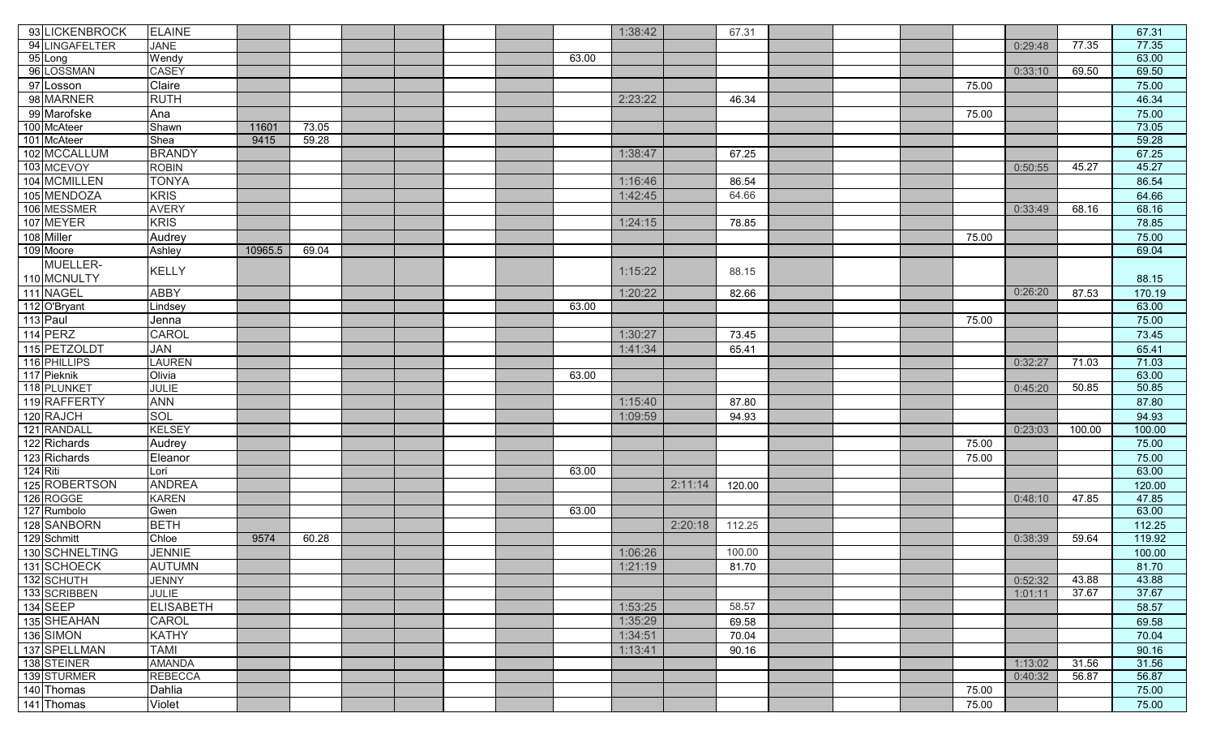| | | | | | | | | | | | | | | | | | | | |
|---|---|---|---|---|---|---|---|---|---|---|---|---|---|---|---|---|---|---|---|
| 93 | LICKENBROCK | ELAINE | | | | | | | | 1:38:42 | | 67.31 | | | | | | | 67.31 |
| 94 | LINGAFELTER | JANE | | | | | | | | | | | | | | | 0:29:48 | 77.35 | 77.35 |
| 95 | Long | Wendy | | | | | | | 63.00 | | | | | | | | | | 63.00 |
| 96 | LOSSMAN | CASEY | | | | | | | | | | | | | | | 0:33:10 | 69.50 | 69.50 |
| 97 | Losson | Claire | | | | | | | | | | | | | | 75.00 | | | 75.00 |
| 98 | MARNER | RUTH | | | | | | | | 2:23:22 | | 46.34 | | | | | | | 46.34 |
| 99 | Marofske | Ana | | | | | | | | | | | | | | 75.00 | | | 75.00 |
| 100 | McAteer | Shawn | 11601 | 73.05 | | | | | | | | | | | | | | | 73.05 |
| 101 | McAteer | Shea | 9415 | 59.28 | | | | | | | | | | | | | | | 59.28 |
| 102 | MCCALLUM | BRANDY | | | | | | | | 1:38:47 | | 67.25 | | | | | | | 67.25 |
| 103 | MCEVOY | ROBIN | | | | | | | | | | | | | | | 0:50:55 | 45.27 | 45.27 |
| 104 | MCMILLEN | TONYA | | | | | | | | 1:16:46 | | 86.54 | | | | | | | 86.54 |
| 105 | MENDOZA | KRIS | | | | | | | | 1:42:45 | | 64.66 | | | | | | | 64.66 |
| 106 | MESSMER | AVERY | | | | | | | | | | | | | | | 0:33:49 | 68.16 | 68.16 |
| 107 | MEYER | KRIS | | | | | | | | 1:24:15 | | 78.85 | | | | | | | 78.85 |
| 108 | Miller | Audrey | | | | | | | | | | | | | | 75.00 | | | 75.00 |
| 109 | Moore | Ashley | 10965.5 | 69.04 | | | | | | | | | | | | | | | 69.04 |
| 110 | MUELLER-MCNULTY | KELLY | | | | | | | | 1:15:22 | | 88.15 | | | | | | | 88.15 |
| 111 | NAGEL | ABBY | | | | | | | | 1:20:22 | | 82.66 | | | | | 0:26:20 | 87.53 | 170.19 |
| 112 | O'Bryant | Lindsey | | | | | | | 63.00 | | | | | | | | | | 63.00 |
| 113 | Paul | Jenna | | | | | | | | | | | | | | 75.00 | | | 75.00 |
| 114 | PERZ | CAROL | | | | | | | | 1:30:27 | | 73.45 | | | | | | | 73.45 |
| 115 | PETZOLDT | JAN | | | | | | | | 1:41:34 | | 65.41 | | | | | | | 65.41 |
| 116 | PHILLIPS | LAUREN | | | | | | | | | | | | | | | 0:32:27 | 71.03 | 71.03 |
| 117 | Pieknik | Olivia | | | | | | | 63.00 | | | | | | | | | | 63.00 |
| 118 | PLUNKET | JULIE | | | | | | | | | | | | | | | 0:45:20 | 50.85 | 50.85 |
| 119 | RAFFERTY | ANN | | | | | | | | 1:15:40 | | 87.80 | | | | | | | 87.80 |
| 120 | RAJCH | SOL | | | | | | | | 1:09:59 | | 94.93 | | | | | | | 94.93 |
| 121 | RANDALL | KELSEY | | | | | | | | | | | | | | | 0:23:03 | 100.00 | 100.00 |
| 122 | Richards | Audrey | | | | | | | | | | | | | | 75.00 | | | 75.00 |
| 123 | Richards | Eleanor | | | | | | | | | | | | | | 75.00 | | | 75.00 |
| 124 | Riti | Lori | | | | | | | 63.00 | | | | | | | | | | 63.00 |
| 125 | ROBERTSON | ANDREA | | | | | | | | | 2:11:14 | 120.00 | | | | | | | 120.00 |
| 126 | ROGGE | KAREN | | | | | | | | | | | | | | | 0:48:10 | 47.85 | 47.85 |
| 127 | Rumbolo | Gwen | | | | | | | 63.00 | | | | | | | | | | 63.00 |
| 128 | SANBORN | BETH | | | | | | | | | 2:20:18 | 112.25 | | | | | | | 112.25 |
| 129 | Schmitt | Chloe | 9574 | 60.28 | | | | | | | | | | | | | 0:38:39 | 59.64 | 119.92 |
| 130 | SCHNELTING | JENNIE | | | | | | | | 1:06:26 | | 100.00 | | | | | | | 100.00 |
| 131 | SCHOECK | AUTUMN | | | | | | | | 1:21:19 | | 81.70 | | | | | | | 81.70 |
| 132 | SCHUTH | JENNY | | | | | | | | | | | | | | | 0:52:32 | 43.88 | 43.88 |
| 133 | SCRIBBEN | JULIE | | | | | | | | | | | | | | | 1:01:11 | 37.67 | 37.67 |
| 134 | SEEP | ELISABETH | | | | | | | | 1:53:25 | | 58.57 | | | | | | | 58.57 |
| 135 | SHEAHAN | CAROL | | | | | | | | 1:35:29 | | 69.58 | | | | | | | 69.58 |
| 136 | SIMON | KATHY | | | | | | | | 1:34:51 | | 70.04 | | | | | | | 70.04 |
| 137 | SPELLMAN | TAMI | | | | | | | | 1:13:41 | | 90.16 | | | | | | | 90.16 |
| 138 | STEINER | AMANDA | | | | | | | | | | | | | | | 1:13:02 | 31.56 | 31.56 |
| 139 | STURMER | REBECCA | | | | | | | | | | | | | | | 0:40:32 | 56.87 | 56.87 |
| 140 | Thomas | Dahlia | | | | | | | | | | | | | | 75.00 | | | 75.00 |
| 141 | Thomas | Violet | | | | | | | | | | | | | | 75.00 | | | 75.00 |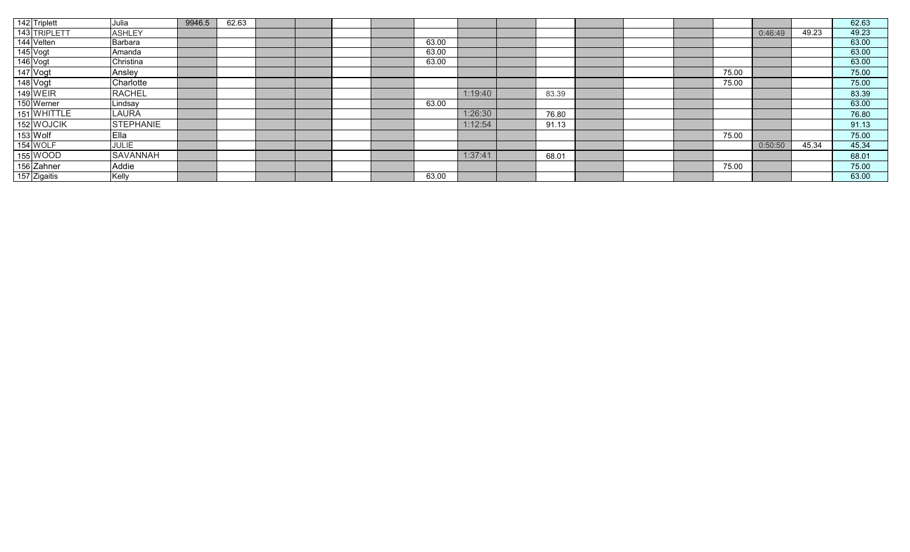| | | | | | | | | | | | | | | | | | | | |
|---|---|---|---|---|---|---|---|---|---|---|---|---|---|---|---|---|---|---|---|
| 142 | Triplett | Julia | 9946.5 | 62.63 | | | | | | | | | | | | | | | 62.63 |
| 143 | TRIPLETT | ASHLEY | | | | | | | | | | | | | | | 0:46:49 | 49.23 | 49.23 |
| 144 | Velten | Barbara | | | | | | | 63.00 | | | | | | | | | | 63.00 |
| 145 | Vogt | Amanda | | | | | | | 63.00 | | | | | | | | | | 63.00 |
| 146 | Vogt | Christina | | | | | | | 63.00 | | | | | | | | | | 63.00 |
| 147 | Vogt | Ansley | | | | | | | | | | | | | | 75.00 | | | 75.00 |
| 148 | Vogt | Charlotte | | | | | | | | | | | | | | 75.00 | | | 75.00 |
| 149 | WEIR | RACHEL | | | | | | | | 1:19:40 | | 83.39 | | | | | | | 83.39 |
| 150 | Werner | Lindsay | | | | | | | 63.00 | | | | | | | | | | 63.00 |
| 151 | WHITTLE | LAURA | | | | | | | | 1:26:30 | | 76.80 | | | | | | | 76.80 |
| 152 | WOJCIK | STEPHANIE | | | | | | | | 1:12:54 | | 91.13 | | | | | | | 91.13 |
| 153 | Wolf | Ella | | | | | | | | | | | | | | 75.00 | | | 75.00 |
| 154 | WOLF | JULIE | | | | | | | | | | | | | | | 0:50:50 | 45.34 | 45.34 |
| 155 | WOOD | SAVANNAH | | | | | | | | 1:37:41 | | 68.01 | | | | | | | 68.01 |
| 156 | Zahner | Addie | | | | | | | | | | | | | | 75.00 | | | 75.00 |
| 157 | Zigaitis | Kelly | | | | | | | 63.00 | | | | | | | | | | 63.00 |